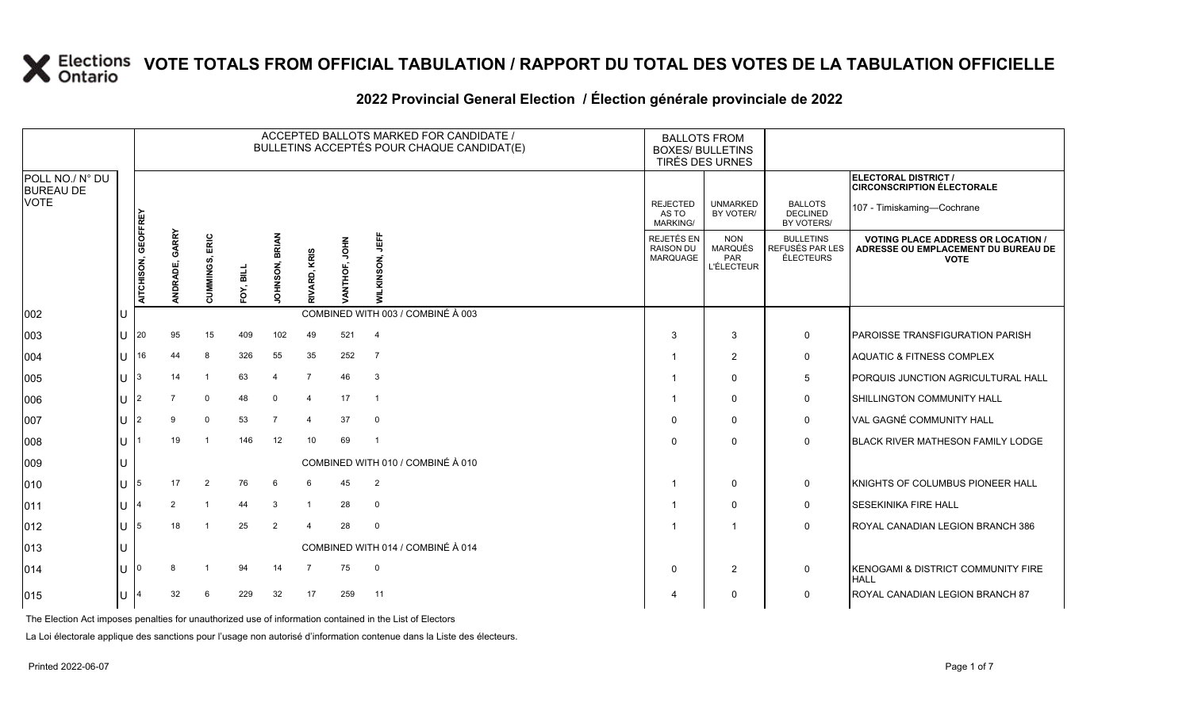# VOTE TOTALS FROM OFFICIAL TABULATION / RAPPORT DU TOTAL DES VOTES DE LA TABULATION OFFICIELLE

## 2022 Provincial General Election / Élection générale provinciale de 2022

ELECTORAL DISTRICT / CIRCONSCRIPTION ÉLECTORALE: 107 - Timiskaming—Cochrane

| POLL NO./ N° DU BUREAU DE VOTE | | ACCEPTED BALLOTS MARKED FOR CANDIDATE / BULLETINS ACCEPTÉS POUR CHAQUE CANDIDAT(E) | | | | | | | | BALLOTS FROM BOXES/ BULLETINS TIRÉS DES URNES | | | |
|---|---|---|---|---|---|---|---|---|---|---|---|---|---|
| | | AITCHISON, GEOFFREY | ANDRADE, GARRY | CUMMINGS, ERIC | FOY, BILL | JOHNSON, BRIAN | RIVARD, KRIS | VANTHOF, JOHN | WILKINSON, JEFF | REJECTED AS TO MARKING/ REJETÉS EN RAISON DU MARQUAGE | UNMARKED BY VOTER/ NON MARQUÉS PAR L'ÉLECTEUR | BALLOTS DECLINED BY VOTERS/ BULLETINS REFUSÉS PAR LES ÉLECTEURS | VOTING PLACE ADDRESS OR LOCATION / ADRESSE OU EMPLACEMENT DU BUREAU DE VOTE |
| 002 | U | COMBINED WITH 003 / COMBINÉ À 003 | | | | | | | | | | | |
| 003 | U | 20 | 95 | 15 | 409 | 102 | 49 | 521 | 4 | 3 | 3 | 0 | PAROISSE TRANSFIGURATION PARISH |
| 004 | U | 16 | 44 | 8 | 326 | 55 | 35 | 252 | 7 | 1 | 2 | 0 | AQUATIC & FITNESS COMPLEX |
| 005 | U | 3 | 14 | 1 | 63 | 4 | 7 | 46 | 3 | 1 | 0 | 5 | PORQUIS JUNCTION AGRICULTURAL HALL |
| 006 | U | 2 | 7 | 0 | 48 | 0 | 4 | 17 | 1 | 1 | 0 | 0 | SHILLINGTON COMMUNITY HALL |
| 007 | U | 2 | 9 | 0 | 53 | 7 | 4 | 37 | 0 | 0 | 0 | 0 | VAL GAGNÉ COMMUNITY HALL |
| 008 | U | 1 | 19 | 1 | 146 | 12 | 10 | 69 | 1 | 0 | 0 | 0 | BLACK RIVER MATHESON FAMILY LODGE |
| 009 | U | COMBINED WITH 010 / COMBINÉ À 010 | | | | | | | | | | | |
| 010 | U | 5 | 17 | 2 | 76 | 6 | 6 | 45 | 2 | 1 | 0 | 0 | KNIGHTS OF COLUMBUS PIONEER HALL |
| 011 | U | 4 | 2 | 1 | 44 | 3 | 1 | 28 | 0 | 1 | 0 | 0 | SESEKINIKA FIRE HALL |
| 012 | U | 5 | 18 | 1 | 25 | 2 | 4 | 28 | 0 | 1 | 1 | 0 | ROYAL CANADIAN LEGION BRANCH 386 |
| 013 | U | COMBINED WITH 014 / COMBINÉ À 014 | | | | | | | | | | | |
| 014 | U | 0 | 8 | 1 | 94 | 14 | 7 | 75 | 0 | 0 | 2 | 0 | KENOGAMI & DISTRICT COMMUNITY FIRE HALL |
| 015 | U | 4 | 32 | 6 | 229 | 32 | 17 | 259 | 11 | 4 | 0 | 0 | ROYAL CANADIAN LEGION BRANCH 87 |

The Election Act imposes penalties for unauthorized use of information contained in the List of Electors

La Loi électorale applique des sanctions pour l'usage non autorisé d'information contenue dans la Liste des électeurs.

Printed 2022-06-07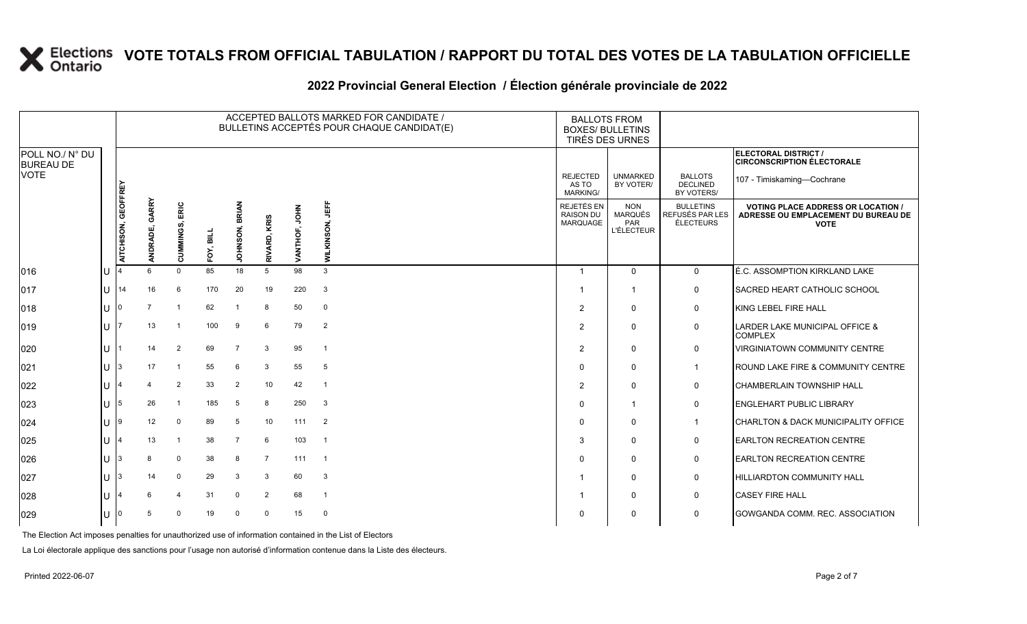# VOTE TOTALS FROM OFFICIAL TABULATION / RAPPORT DU TOTAL DES VOTES DE LA TABULATION OFFICIELLE

## 2022 Provincial General Election / Élection générale provinciale de 2022

| POLL NO./ N° DU BUREAU DE VOTE | | ACCEPTED BALLOTS MARKED FOR CANDIDATE / BULLETINS ACCEPTÉS POUR CHAQUE CANDIDAT(E) | | | | | | | | BALLOTS FROM BOXES/ BULLETINS TIRÉS DES URNES | | | ELECTORAL DISTRICT / CIRCONSCRIPTION ÉLECTORALE 107 - Timiskaming—Cochrane |
|---|---|---|---|---|---|---|---|---|---|---|---|---|---|
| | | AITCHISON, GEOFFREY | ANDRADE, GARRY | CUMMINGS, ERIC | FOY, BILL | JOHNSON, BRIAN | RIVARD, KRIS | VANTHOF, JOHN | WILKINSON, JEFF | REJECTED AS TO MARKING/ REJETÉS EN RAISON DU MARQUAGE | UNMARKED BY VOTER/ NON MARQUÉS PAR L'ÉLECTEUR | BALLOTS DECLINED BY VOTERS/ BULLETINS REFUSÉS PAR LES ÉLECTEURS | VOTING PLACE ADDRESS OR LOCATION / ADRESSE OU EMPLACEMENT DU BUREAU DE VOTE |
| 016 | U | 4 | 6 | 0 | 85 | 18 | 5 | 98 | 3 | 1 | 0 | 0 | É.C. ASSOMPTION KIRKLAND LAKE |
| 017 | U | 14 | 16 | 6 | 170 | 20 | 19 | 220 | 3 | 1 | 1 | 0 | SACRED HEART CATHOLIC SCHOOL |
| 018 | U | 0 | 7 | 1 | 62 | 1 | 8 | 50 | 0 | 2 | 0 | 0 | KING LEBEL FIRE HALL |
| 019 | U | 7 | 13 | 1 | 100 | 9 | 6 | 79 | 2 | 2 | 0 | 0 | LARDER LAKE MUNICIPAL OFFICE & COMPLEX |
| 020 | U | 1 | 14 | 2 | 69 | 7 | 3 | 95 | 1 | 2 | 0 | 0 | VIRGINIATOWN COMMUNITY CENTRE |
| 021 | U | 3 | 17 | 1 | 55 | 6 | 3 | 55 | 5 | 0 | 0 | 1 | ROUND LAKE FIRE & COMMUNITY CENTRE |
| 022 | U | 4 | 4 | 2 | 33 | 2 | 10 | 42 | 1 | 2 | 0 | 0 | CHAMBERLAIN TOWNSHIP HALL |
| 023 | U | 5 | 26 | 1 | 185 | 5 | 8 | 250 | 3 | 0 | 1 | 0 | ENGLEHART PUBLIC LIBRARY |
| 024 | U | 9 | 12 | 0 | 89 | 5 | 10 | 111 | 2 | 0 | 0 | 1 | CHARLTON & DACK MUNICIPALITY OFFICE |
| 025 | U | 4 | 13 | 1 | 38 | 7 | 6 | 103 | 1 | 3 | 0 | 0 | EARLTON RECREATION CENTRE |
| 026 | U | 3 | 8 | 0 | 38 | 8 | 7 | 111 | 1 | 0 | 0 | 0 | EARLTON RECREATION CENTRE |
| 027 | U | 3 | 14 | 0 | 29 | 3 | 3 | 60 | 3 | 1 | 0 | 0 | HILLIARDTON COMMUNITY HALL |
| 028 | U | 4 | 6 | 4 | 31 | 0 | 2 | 68 | 1 | 1 | 0 | 0 | CASEY FIRE HALL |
| 029 | U | 0 | 5 | 0 | 19 | 0 | 0 | 15 | 0 | 0 | 0 | 0 | GOWGANDA COMM. REC. ASSOCIATION |

The Election Act imposes penalties for unauthorized use of information contained in the List of Electors

La Loi électorale applique des sanctions pour l'usage non autorisé d'information contenue dans la Liste des électeurs.

Printed 2022-06-07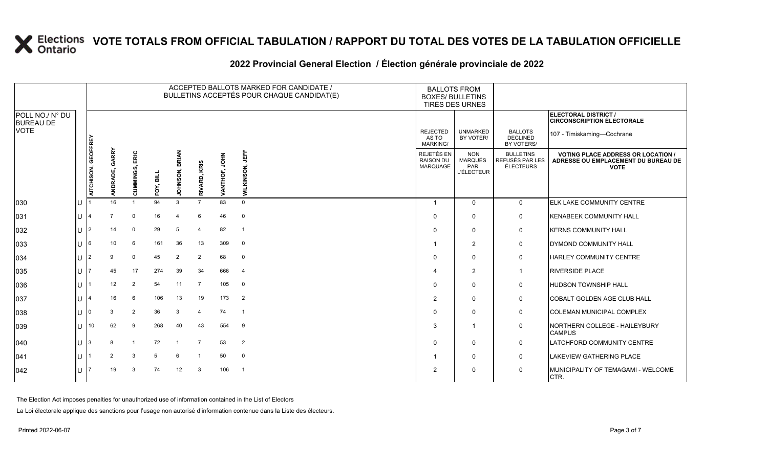# VOTE TOTALS FROM OFFICIAL TABULATION / RAPPORT DU TOTAL DES VOTES DE LA TABULATION OFFICIELLE

## 2022 Provincial General Election / Élection générale provinciale de 2022

ELECTORAL DISTRICT / CIRCONSCRIPTION ÉLECTORALE: 107 - Timiskaming—Cochrane

| POLL NO./ N° DU BUREAU DE VOTE | | ACCEPTED BALLOTS MARKED FOR CANDIDATE / BULLETINS ACCEPTÉS POUR CHAQUE CANDIDAT(E) | | | | | | | | BALLOTS FROM BOXES/ BULLETINS TIRÉS DES URNES | | | |
|---|---|---|---|---|---|---|---|---|---|---|---|---|---|
| | | AITCHISON, GEOFFREY | ANDRADE, GARRY | CUMMINGS, ERIC | FOY, BILL | JOHNSON, BRIAN | RIVARD, KRIS | VANTHOF, JOHN | WILKINSON, JEFF | REJECTED AS TO MARKING/ REJETÉS EN RAISON DU MARQUAGE | UNMARKED BY VOTER/ NON MARQUÉS PAR L'ÉLECTEUR | BALLOTS DECLINED BY VOTERS/ BULLETINS REFUSÉS PAR LES ÉLECTEURS | VOTING PLACE ADDRESS OR LOCATION / ADRESSE OU EMPLACEMENT DU BUREAU DE VOTE |
| 030 | U | 1 | 16 | 1 | 94 | 3 | 7 | 83 | 0 | 1 | 0 | 0 | ELK LAKE COMMUNITY CENTRE |
| 031 | U | 4 | 7 | 0 | 16 | 4 | 6 | 46 | 0 | 0 | 0 | 0 | KENABEEK COMMUNITY HALL |
| 032 | U | 2 | 14 | 0 | 29 | 5 | 4 | 82 | 1 | 0 | 0 | 0 | KERNS COMMUNITY HALL |
| 033 | U | 6 | 10 | 6 | 161 | 36 | 13 | 309 | 0 | 1 | 2 | 0 | DYMOND COMMUNITY HALL |
| 034 | U | 2 | 9 | 0 | 45 | 2 | 2 | 68 | 0 | 0 | 0 | 0 | HARLEY COMMUNITY CENTRE |
| 035 | U | 7 | 45 | 17 | 274 | 39 | 34 | 666 | 4 | 4 | 2 | 1 | RIVERSIDE PLACE |
| 036 | U | 1 | 12 | 2 | 54 | 11 | 7 | 105 | 0 | 0 | 0 | 0 | HUDSON TOWNSHIP HALL |
| 037 | U | 4 | 16 | 6 | 106 | 13 | 19 | 173 | 2 | 2 | 0 | 0 | COBALT GOLDEN AGE CLUB HALL |
| 038 | U | 0 | 3 | 2 | 36 | 3 | 4 | 74 | 1 | 0 | 0 | 0 | COLEMAN MUNICIPAL COMPLEX |
| 039 | U | 10 | 62 | 9 | 268 | 40 | 43 | 554 | 9 | 3 | 1 | 0 | NORTHERN COLLEGE - HAILEYBURY CAMPUS |
| 040 | U | 3 | 8 | 1 | 72 | 1 | 7 | 53 | 2 | 0 | 0 | 0 | LATCHFORD COMMUNITY CENTRE |
| 041 | U | 1 | 2 | 3 | 5 | 6 | 1 | 50 | 0 | 1 | 0 | 0 | LAKEVIEW GATHERING PLACE |
| 042 | U | 7 | 19 | 3 | 74 | 12 | 3 | 106 | 1 | 2 | 0 | 0 | MUNICIPALITY OF TEMAGAMI - WELCOME CTR. |

The Election Act imposes penalties for unauthorized use of information contained in the List of Electors

La Loi électorale applique des sanctions pour l'usage non autorisé d'information contenue dans la Liste des électeurs.

Printed 2022-06-07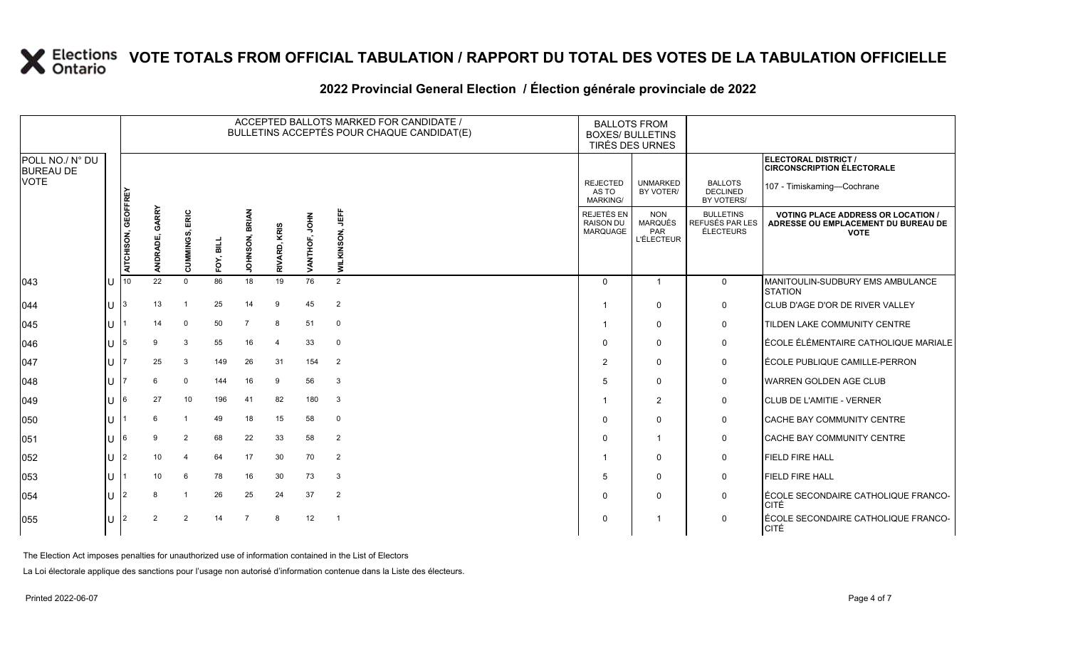# VOTE TOTALS FROM OFFICIAL TABULATION / RAPPORT DU TOTAL DES VOTES DE LA TABULATION OFFICIELLE

## 2022 Provincial General Election / Élection générale provinciale de 2022

| POLL NO./ N° DU BUREAU DE VOTE | | ACCEPTED BALLOTS MARKED FOR CANDIDATE / BULLETINS ACCEPTÉS POUR CHAQUE CANDIDAT(E) | | | | | | | | BALLOTS FROM BOXES/ BULLETINS TIRÉS DES URNES | | | ELECTORAL DISTRICT / CIRCONSCRIPTION ÉLECTORALE<br>107 - Timiskaming—Cochrane |
|---|---|---|---|---|---|---|---|---|---|---|---|---|---|
| | | AITCHISON, GEOFFREY | ANDRADE, GARRY | CUMMINGS, ERIC | FOY, BILL | JOHNSON, BRIAN | RIVARD, KRIS | VANTHOF, JOHN | WILKINSON, JEFF | REJECTED AS TO MARKING/ REJETÉS EN RAISON DU MARQUAGE | UNMARKED BY VOTER/ NON MARQUÉS PAR L'ÉLECTEUR | BALLOTS DECLINED BY VOTERS/ BULLETINS REFUSÉS PAR LES ÉLECTEURS | VOTING PLACE ADDRESS OR LOCATION / ADRESSE OU EMPLACEMENT DU BUREAU DE VOTE |
| 043 | U | 10 | 22 | 0 | 86 | 18 | 19 | 76 | 2 | 0 | 1 | 0 | MANITOULIN-SUDBURY EMS AMBULANCE STATION |
| 044 | U | 3 | 13 | 1 | 25 | 14 | 9 | 45 | 2 | 1 | 0 | 0 | CLUB D'AGE D'OR DE RIVER VALLEY |
| 045 | U | 1 | 14 | 0 | 50 | 7 | 8 | 51 | 0 | 1 | 0 | 0 | TILDEN LAKE COMMUNITY CENTRE |
| 046 | U | 5 | 9 | 3 | 55 | 16 | 4 | 33 | 0 | 0 | 0 | 0 | ÉCOLE ÉLÉMENTAIRE CATHOLIQUE MARIALE |
| 047 | U | 7 | 25 | 3 | 149 | 26 | 31 | 154 | 2 | 2 | 0 | 0 | ÉCOLE PUBLIQUE CAMILLE-PERRON |
| 048 | U | 7 | 6 | 0 | 144 | 16 | 9 | 56 | 3 | 5 | 0 | 0 | WARREN GOLDEN AGE CLUB |
| 049 | U | 6 | 27 | 10 | 196 | 41 | 82 | 180 | 3 | 1 | 2 | 0 | CLUB DE L'AMITIE - VERNER |
| 050 | U | 1 | 6 | 1 | 49 | 18 | 15 | 58 | 0 | 0 | 0 | 0 | CACHE BAY COMMUNITY CENTRE |
| 051 | U | 6 | 9 | 2 | 68 | 22 | 33 | 58 | 2 | 0 | 1 | 0 | CACHE BAY COMMUNITY CENTRE |
| 052 | U | 2 | 10 | 4 | 64 | 17 | 30 | 70 | 2 | 1 | 0 | 0 | FIELD FIRE HALL |
| 053 | U | 1 | 10 | 6 | 78 | 16 | 30 | 73 | 3 | 5 | 0 | 0 | FIELD FIRE HALL |
| 054 | U | 2 | 8 | 1 | 26 | 25 | 24 | 37 | 2 | 0 | 0 | 0 | ÉCOLE SECONDAIRE CATHOLIQUE FRANCO-CITÉ |
| 055 | U | 2 | 2 | 2 | 14 | 7 | 8 | 12 | 1 | 0 | 1 | 0 | ÉCOLE SECONDAIRE CATHOLIQUE FRANCO-CITÉ |

The Election Act imposes penalties for unauthorized use of information contained in the List of Electors

La Loi électorale applique des sanctions pour l'usage non autorisé d'information contenue dans la Liste des électeurs.

Printed 2022-06-07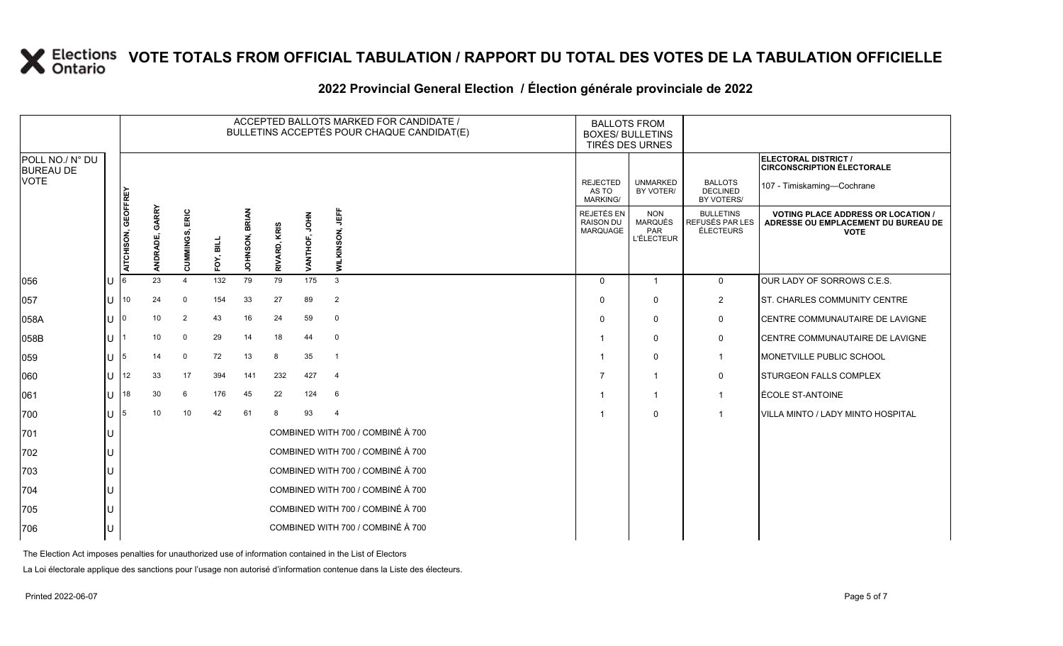# VOTE TOTALS FROM OFFICIAL TABULATION / RAPPORT DU TOTAL DES VOTES DE LA TABULATION OFFICIELLE

## 2022 Provincial General Election / Élection générale provinciale de 2022

ELECTORAL DISTRICT / CIRCONSCRIPTION ÉLECTORALE: 107 - Timiskaming—Cochrane

| POLL NO./ N° DU BUREAU DE VOTE | | ACCEPTED BALLOTS MARKED FOR CANDIDATE / BULLETINS ACCEPTÉS POUR CHAQUE CANDIDAT(E) | | | | | | | | BALLOTS FROM BOXES/ BULLETINS TIRÉS DES URNES | | | |
|---|---|---|---|---|---|---|---|---|---|---|---|---|---|
| | | AITCHISON, GEOFFREY | ANDRADE, GARRY | CUMMINGS, ERIC | FOY, BILL | JOHNSON, BRIAN | RIVARD, KRIS | VANTHOF, JOHN | WILKINSON, JEFF | REJECTED AS TO MARKING/ REJETÉS EN RAISON DU MARQUAGE | UNMARKED BY VOTER/ NON MARQUÉS PAR L'ÉLECTEUR | BALLOTS DECLINED BY VOTERS/ BULLETINS REFUSÉS PAR LES ÉLECTEURS | VOTING PLACE ADDRESS OR LOCATION / ADRESSE OU EMPLACEMENT DU BUREAU DE VOTE |
| 056 | U | 6 | 23 | 4 | 132 | 79 | 79 | 175 | 3 | 0 | 1 | 0 | OUR LADY OF SORROWS C.E.S. |
| 057 | U | 10 | 24 | 0 | 154 | 33 | 27 | 89 | 2 | 0 | 0 | 2 | ST. CHARLES COMMUNITY CENTRE |
| 058A | U | 0 | 10 | 2 | 43 | 16 | 24 | 59 | 0 | 0 | 0 | 0 | CENTRE COMMUNAUTAIRE DE LAVIGNE |
| 058B | U | 1 | 10 | 0 | 29 | 14 | 18 | 44 | 0 | 1 | 0 | 0 | CENTRE COMMUNAUTAIRE DE LAVIGNE |
| 059 | U | 5 | 14 | 0 | 72 | 13 | 8 | 35 | 1 | 1 | 0 | 1 | MONETVILLE PUBLIC SCHOOL |
| 060 | U | 12 | 33 | 17 | 394 | 141 | 232 | 427 | 4 | 7 | 1 | 0 | STURGEON FALLS COMPLEX |
| 061 | U | 18 | 30 | 6 | 176 | 45 | 22 | 124 | 6 | 1 | 1 | 1 | ÉCOLE ST-ANTOINE |
| 700 | U | 5 | 10 | 10 | 42 | 61 | 8 | 93 | 4 | 1 | 0 | 1 | VILLA MINTO / LADY MINTO HOSPITAL |
| 701 | U | COMBINED WITH 700 / COMBINÉ À 700 | | | | | | | | | | | |
| 702 | U | COMBINED WITH 700 / COMBINÉ À 700 | | | | | | | | | | | |
| 703 | U | COMBINED WITH 700 / COMBINÉ À 700 | | | | | | | | | | | |
| 704 | U | COMBINED WITH 700 / COMBINÉ À 700 | | | | | | | | | | | |
| 705 | U | COMBINED WITH 700 / COMBINÉ À 700 | | | | | | | | | | | |
| 706 | U | COMBINED WITH 700 / COMBINÉ À 700 | | | | | | | | | | | |

The Election Act imposes penalties for unauthorized use of information contained in the List of Electors

La Loi électorale applique des sanctions pour l'usage non autorisé d'information contenue dans la Liste des électeurs.

Printed 2022-06-07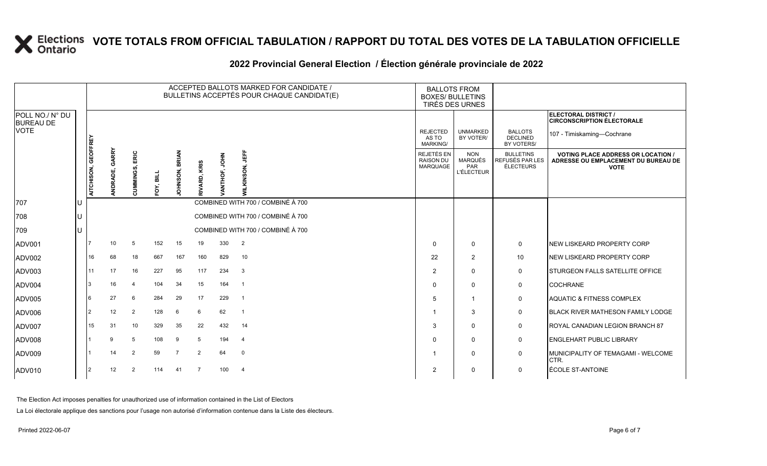# VOTE TOTALS FROM OFFICIAL TABULATION / RAPPORT DU TOTAL DES VOTES DE LA TABULATION OFFICIELLE

## 2022 Provincial General Election / Élection générale provinciale de 2022

| POLL NO./ N° DU BUREAU DE VOTE | | ACCEPTED BALLOTS MARKED FOR CANDIDATE / BULLETINS ACCEPTÉS POUR CHAQUE CANDIDAT(E) | | | | | | | | BALLOTS FROM BOXES/ BULLETINS TIRÉS DES URNES | | | ELECTORAL DISTRICT / CIRCONSCRIPTION ÉLECTORALE 107 - Timiskaming—Cochrane |
|---|---|---|---|---|---|---|---|---|---|---|---|---|---|
| | | AITCHISON, GEOFFREY | ANDRADE, GARRY | CUMMINGS, ERIC | FOY, BILL | JOHNSON, BRIAN | RIVARD, KRIS | VANTHOF, JOHN | WILKINSON, JEFF | REJECTED AS TO MARKING/ REJETÉS EN RAISON DU MARQUAGE | UNMARKED BY VOTER/ NON MARQUÉS PAR L'ÉLECTEUR | BALLOTS DECLINED BY VOTERS/ BULLETINS REFUSÉS PAR LES ÉLECTEURS | VOTING PLACE ADDRESS OR LOCATION / ADRESSE OU EMPLACEMENT DU BUREAU DE VOTE |
| 707 | U | COMBINED WITH 700 / COMBINÉ À 700 | | | | | | | | | | | |
| 708 | U | COMBINED WITH 700 / COMBINÉ À 700 | | | | | | | | | | | |
| 709 | U | COMBINED WITH 700 / COMBINÉ À 700 | | | | | | | | | | | |
| ADV001 | | 7 | 10 | 5 | 152 | 15 | 19 | 330 | 2 | 0 | 0 | 0 | NEW LISKEARD PROPERTY CORP |
| ADV002 | | 16 | 68 | 18 | 667 | 167 | 160 | 829 | 10 | 22 | 2 | 10 | NEW LISKEARD PROPERTY CORP |
| ADV003 | | 11 | 17 | 16 | 227 | 95 | 117 | 234 | 3 | 2 | 0 | 0 | STURGEON FALLS SATELLITE OFFICE |
| ADV004 | | 3 | 16 | 4 | 104 | 34 | 15 | 164 | 1 | 0 | 0 | 0 | COCHRANE |
| ADV005 | | 6 | 27 | 6 | 284 | 29 | 17 | 229 | 1 | 5 | 1 | 0 | AQUATIC & FITNESS COMPLEX |
| ADV006 | | 2 | 12 | 2 | 128 | 6 | 6 | 62 | 1 | 1 | 3 | 0 | BLACK RIVER MATHESON FAMILY LODGE |
| ADV007 | | 15 | 31 | 10 | 329 | 35 | 22 | 432 | 14 | 3 | 0 | 0 | ROYAL CANADIAN LEGION BRANCH 87 |
| ADV008 | | 1 | 9 | 5 | 108 | 9 | 5 | 194 | 4 | 0 | 0 | 0 | ENGLEHART PUBLIC LIBRARY |
| ADV009 | | 1 | 14 | 2 | 59 | 7 | 2 | 64 | 0 | 1 | 0 | 0 | MUNICIPALITY OF TEMAGAMI - WELCOME CTR. |
| ADV010 | | 2 | 12 | 2 | 114 | 41 | 7 | 100 | 4 | 2 | 0 | 0 | ÉCOLE ST-ANTOINE |

The Election Act imposes penalties for unauthorized use of information contained in the List of Electors

La Loi électorale applique des sanctions pour l'usage non autorisé d'information contenue dans la Liste des électeurs.

Printed 2022-06-07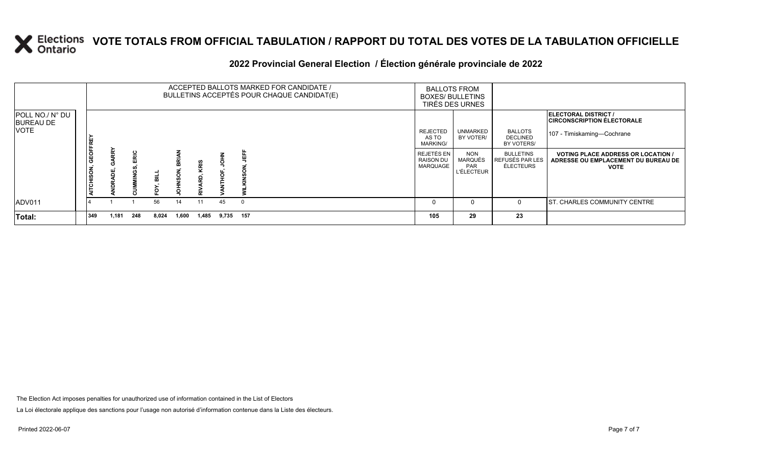# VOTE TOTALS FROM OFFICIAL TABULATION / RAPPORT DU TOTAL DES VOTES DE LA TABULATION OFFICIELLE

## 2022 Provincial General Election / Élection générale provinciale de 2022

| POLL NO./ N° DU BUREAU DE VOTE | ACCEPTED BALLOTS MARKED FOR CANDIDATE / BULLETINS ACCEPTÉS POUR CHAQUE CANDIDAT(E) | | | | | | | | BALLOTS FROM BOXES/ BULLETINS TIRÉS DES URNES | | | ELECTORAL DISTRICT / CIRCONSCRIPTION ÉLECTORALE: 107 - Timiskaming—Cochrane |
|---|---|---|---|---|---|---|---|---|---|---|---|---|
| | AITCHISON, GEOFFREY | ANDRADE, GARRY | CUMMINGS, ERIC | FOY, BILL | JOHNSON, BRIAN | RIVARD, KRIS | VANTHOF, JOHN | WILKINSON, JEFF | REJECTED AS TO MARKING/ REJETÉS EN RAISON DU MARQUAGE | UNMARKED BY VOTER/ NON MARQUÉS PAR L'ÉLECTEUR | BALLOTS DECLINED BY VOTERS/ BULLETINS REFUSÉS PAR LES ÉLECTEURS | VOTING PLACE ADDRESS OR LOCATION / ADRESSE OU EMPLACEMENT DU BUREAU DE VOTE |
| ADV011 | 4 | 1 | 1 | 56 | 14 | 11 | 45 | 0 | 0 | 0 | 0 | ST. CHARLES COMMUNITY CENTRE |
| **Total:** | **349** | **1,181** | **248** | **8,024** | **1,600** | **1,485** | **9,735** | **157** | **105** | **29** | **23** | |

The Election Act imposes penalties for unauthorized use of information contained in the List of Electors

La Loi électorale applique des sanctions pour l'usage non autorisé d'information contenue dans la Liste des électeurs.

Printed 2022-06-07